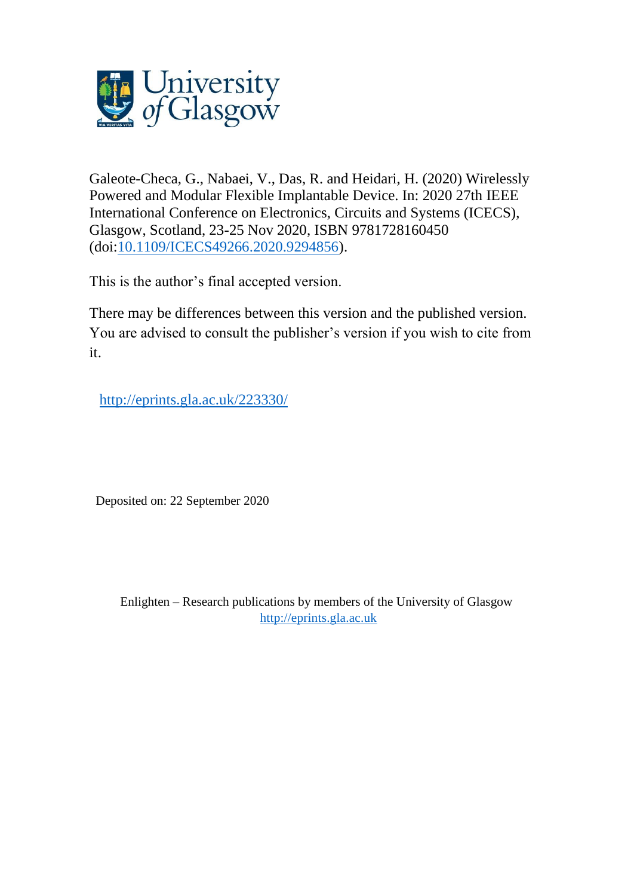Galeote-Checa, G., Nabaei, V., Das, R. and Heidari, H. (2020) Wirelessly Powered and Modular Flexible Implantable Device. In: 2020 27th IEEE International Conference on Electronics, Circuits and Systems (ICECS), Glasgow, Scotland, 23-25 Nov 2020, ISBN 9781728160450 (doi:[10.1109/ICECS49266.2020.9294856](https://doi.org/10.1109/ICECS49266.2020.9294856)).

This is the author's final accepted version.

There may be differences between this version and the published version. You are advised to consult the publisher's version if you wish to cite from it.

[http://eprints.gla.ac.uk/223330/](http://eprints.gla.ac.uk/223330/)

Deposited on: 22 September 2020

Enlighten – Research publications by members of the University of Glasgow
[http://eprints.gla.ac.uk](http://eprints.gla.ac.uk)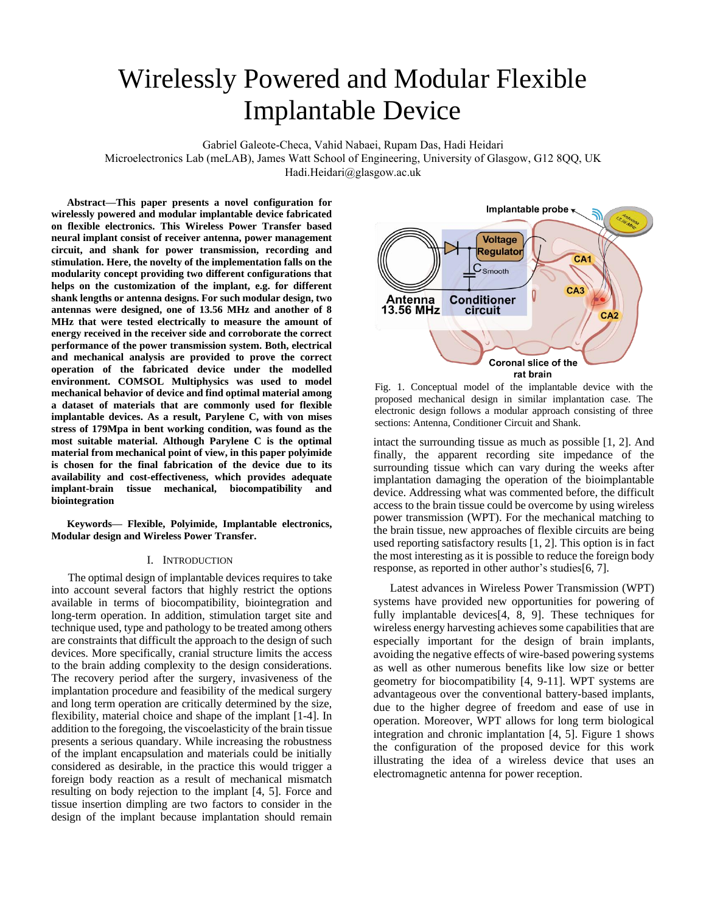# Wirelessly Powered and Modular Flexible Implantable Device

Gabriel Galeote-Checa, Vahid Nabaei, Rupam Das, Hadi Heidari
Microelectronics Lab (meLAB), James Watt School of Engineering, University of Glasgow, G12 8QQ, UK
Hadi.Heidari@glasgow.ac.uk

***Abstract*—This paper presents a novel configuration for wirelessly powered and modular implantable device fabricated on flexible electronics. This Wireless Power Transfer based neural implant consist of receiver antenna, power management circuit, and shank for power transmission, recording and stimulation. Here, the novelty of the implementation falls on the modularity concept providing two different configurations that helps on the customization of the implant, e.g. for different shank lengths or antenna designs. For such modular design, two antennas were designed, one of 13.56 MHz and another of 8 MHz that were tested electrically to measure the amount of energy received in the receiver side and corroborate the correct performance of the power transmission system. Both, electrical and mechanical analysis are provided to prove the correct operation of the fabricated device under the modelled environment. COMSOL Multiphysics was used to model mechanical behavior of device and find optimal material among a dataset of materials that are commonly used for flexible implantable devices. As a result, Parylene C, with von mises stress of 179Mpa in bent working condition, was found as the most suitable material. Although Parylene C is the optimal material from mechanical point of view, in this paper polyimide is chosen for the final fabrication of the device due to its availability and cost-effectiveness, which provides adequate implant-brain tissue mechanical, biocompatibility and biointegration**

***Keywords*— Flexible, Polyimide, Implantable electronics, Modular design and Wireless Power Transfer.**

## I. Introduction

The optimal design of implantable devices requires to take into account several factors that highly restrict the options available in terms of biocompatibility, biointegration and long-term operation. In addition, stimulation target site and technique used, type and pathology to be treated among others are constraints that difficult the approach to the design of such devices. More specifically, cranial structure limits the access to the brain adding complexity to the design considerations. The recovery period after the surgery, invasiveness of the implantation procedure and feasibility of the medical surgery and long term operation are critically determined by the size, flexibility, material choice and shape of the implant [1-4]. In addition to the foregoing, the viscoelasticity of the brain tissue presents a serious quandary. While increasing the robustness of the implant encapsulation and materials could be initially considered as desirable, in the practice this would trigger a foreign body reaction as a result of mechanical mismatch resulting on body rejection to the implant [4, 5]. Force and tissue insertion dimpling are two factors to consider in the design of the implant because implantation should remain intact the surrounding tissue as much as possible [1, 2]. And finally, the apparent recording site impedance of the surrounding tissue which can vary during the weeks after implantation damaging the operation of the bioimplantable device. Addressing what was commented before, the difficult access to the brain tissue could be overcome by using wireless power transmission (WPT). For the mechanical matching to the brain tissue, new approaches of flexible circuits are being used reporting satisfactory results [1, 2]. This option is in fact the most interesting as it is possible to reduce the foreign body response, as reported in other author's studies[6, 7].

Fig. 1. Conceptual model of the implantable device with the proposed mechanical design in similar implantation case. The electronic design follows a modular approach consisting of three sections: Antenna, Conditioner Circuit and Shank.

Latest advances in Wireless Power Transmission (WPT) systems have provided new opportunities for powering of fully implantable devices[4, 8, 9]. These techniques for wireless energy harvesting achieves some capabilities that are especially important for the design of brain implants, avoiding the negative effects of wire-based powering systems as well as other numerous benefits like low size or better geometry for biocompatibility [4, 9-11]. WPT systems are advantageous over the conventional battery-based implants, due to the higher degree of freedom and ease of use in operation. Moreover, WPT allows for long term biological integration and chronic implantation [4, 5]. Figure 1 shows the configuration of the proposed device for this work illustrating the idea of a wireless device that uses an electromagnetic antenna for power reception.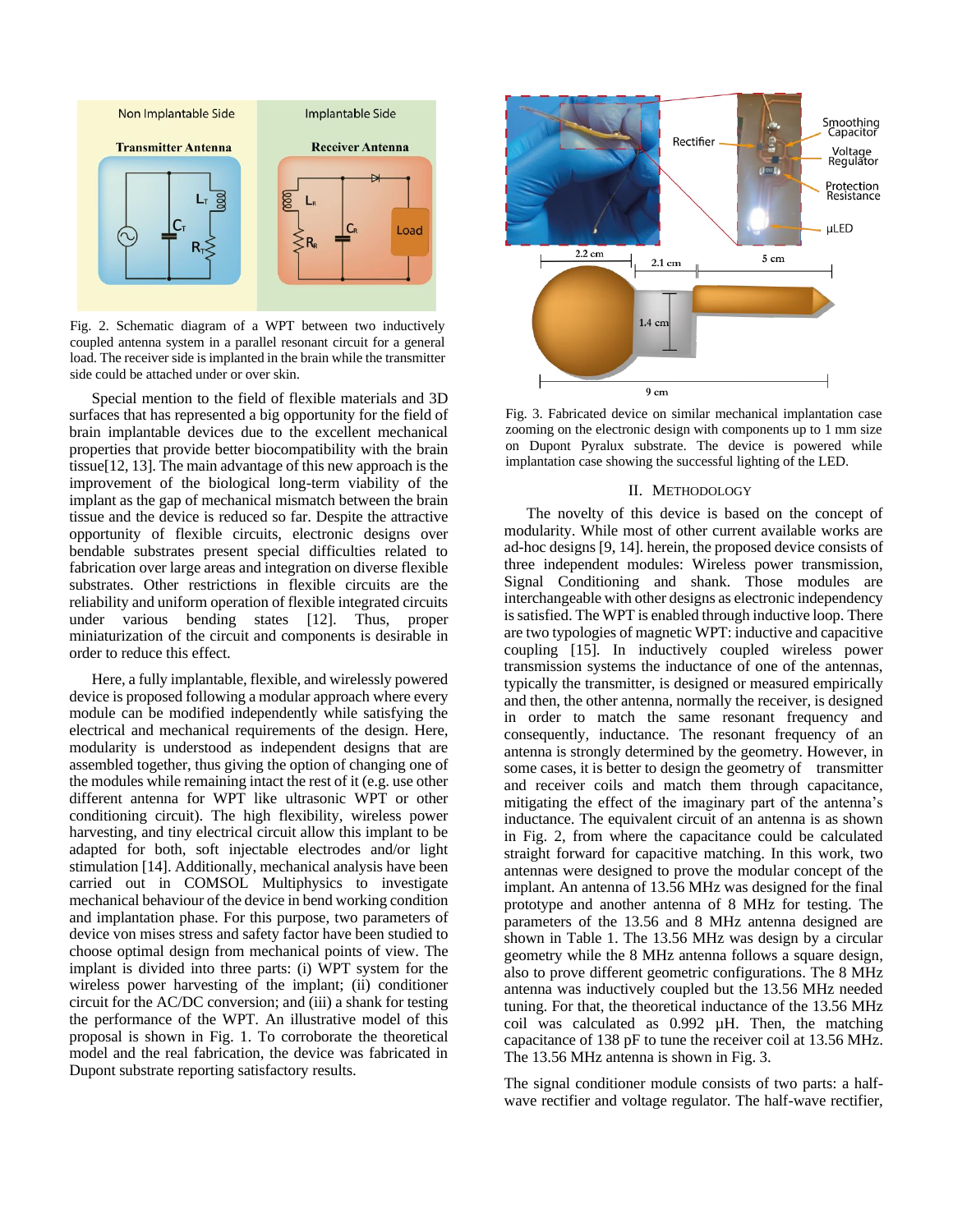Fig. 2. Schematic diagram of a WPT between two inductively coupled antenna system in a parallel resonant circuit for a general load. The receiver side is implanted in the brain while the transmitter side could be attached under or over skin.

Special mention to the field of flexible materials and 3D surfaces that has represented a big opportunity for the field of brain implantable devices due to the excellent mechanical properties that provide better biocompatibility with the brain tissue[12, 13]. The main advantage of this new approach is the improvement of the biological long-term viability of the implant as the gap of mechanical mismatch between the brain tissue and the device is reduced so far. Despite the attractive opportunity of flexible circuits, electronic designs over bendable substrates present special difficulties related to fabrication over large areas and integration on diverse flexible substrates. Other restrictions in flexible circuits are the reliability and uniform operation of flexible integrated circuits under various bending states [12]. Thus, proper miniaturization of the circuit and components is desirable in order to reduce this effect.

Here, a fully implantable, flexible, and wirelessly powered device is proposed following a modular approach where every module can be modified independently while satisfying the electrical and mechanical requirements of the design. Here, modularity is understood as independent designs that are assembled together, thus giving the option of changing one of the modules while remaining intact the rest of it (e.g. use other different antenna for WPT like ultrasonic WPT or other conditioning circuit). The high flexibility, wireless power harvesting, and tiny electrical circuit allow this implant to be adapted for both, soft injectable electrodes and/or light stimulation [14]. Additionally, mechanical analysis have been carried out in COMSOL Multiphysics to investigate mechanical behaviour of the device in bend working condition and implantation phase. For this purpose, two parameters of device von mises stress and safety factor have been studied to choose optimal design from mechanical points of view. The implant is divided into three parts: (i) WPT system for the wireless power harvesting of the implant; (ii) conditioner circuit for the AC/DC conversion; and (iii) a shank for testing the performance of the WPT. An illustrative model of this proposal is shown in Fig. 1. To corroborate the theoretical model and the real fabrication, the device was fabricated in Dupont substrate reporting satisfactory results.

Fig. 3. Fabricated device on similar mechanical implantation case zooming on the electronic design with components up to 1 mm size on Dupont Pyralux substrate. The device is powered while implantation case showing the successful lighting of the LED.

## II. Methodology

The novelty of this device is based on the concept of modularity. While most of other current available works are ad-hoc designs [9, 14]. herein, the proposed device consists of three independent modules: Wireless power transmission, Signal Conditioning and shank. Those modules are interchangeable with other designs as electronic independency is satisfied. The WPT is enabled through inductive loop. There are two typologies of magnetic WPT: inductive and capacitive coupling [15]. In inductively coupled wireless power transmission systems the inductance of one of the antennas, typically the transmitter, is designed or measured empirically and then, the other antenna, normally the receiver, is designed in order to match the same resonant frequency and consequently, inductance. The resonant frequency of an antenna is strongly determined by the geometry. However, in some cases, it is better to design the geometry of transmitter and receiver coils and match them through capacitance, mitigating the effect of the imaginary part of the antenna's inductance. The equivalent circuit of an antenna is as shown in Fig. 2, from where the capacitance could be calculated straight forward for capacitive matching. In this work, two antennas were designed to prove the modular concept of the implant. An antenna of 13.56 MHz was designed for the final prototype and another antenna of 8 MHz for testing. The parameters of the 13.56 and 8 MHz antenna designed are shown in Table 1. The 13.56 MHz was design by a circular geometry while the 8 MHz antenna follows a square design, also to prove different geometric configurations. The 8 MHz antenna was inductively coupled but the 13.56 MHz needed tuning. For that, the theoretical inductance of the 13.56 MHz coil was calculated as 0.992 µH. Then, the matching capacitance of 138 pF to tune the receiver coil at 13.56 MHz. The 13.56 MHz antenna is shown in Fig. 3.

The signal conditioner module consists of two parts: a half-wave rectifier and voltage regulator. The half-wave rectifier,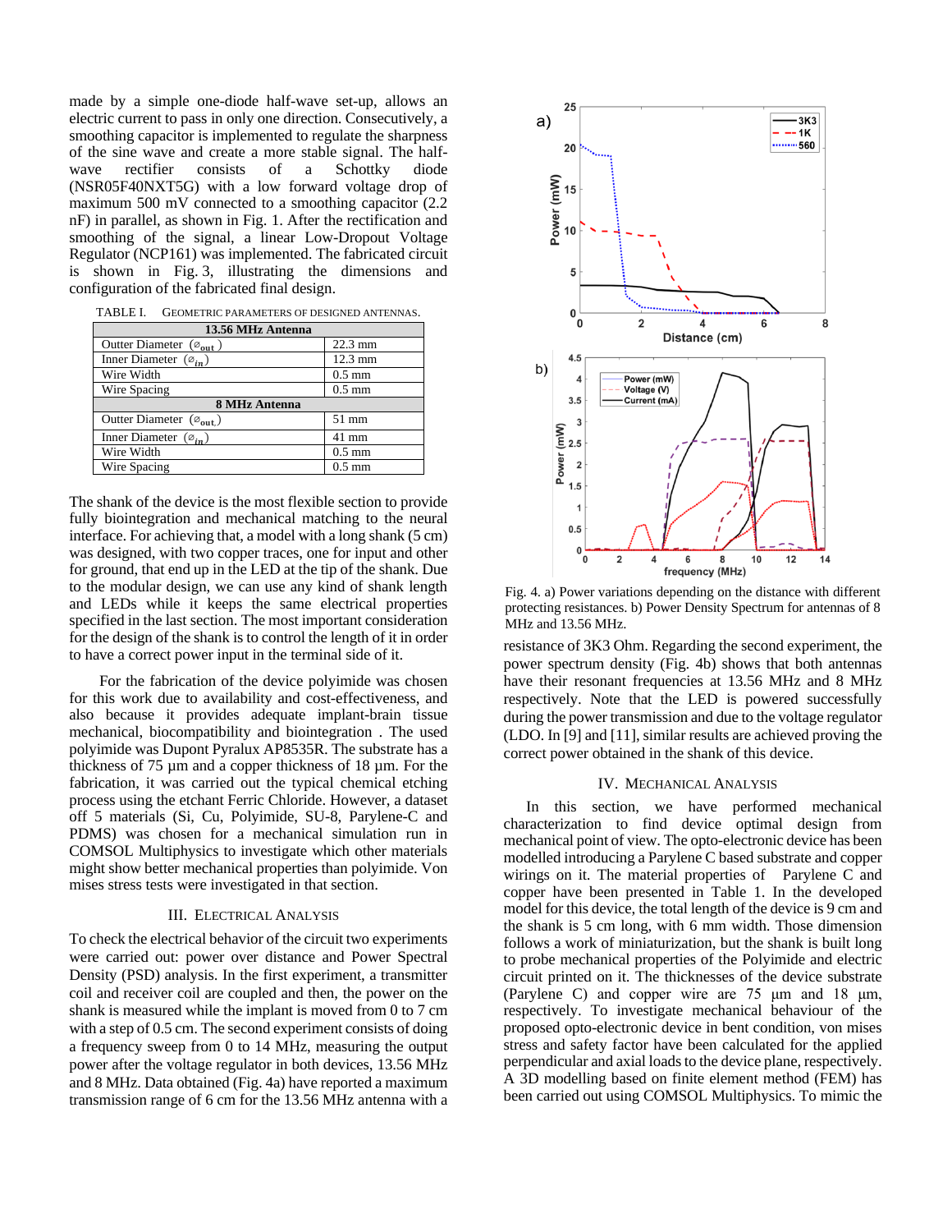made by a simple one-diode half-wave set-up, allows an electric current to pass in only one direction. Consecutively, a smoothing capacitor is implemented to regulate the sharpness of the sine wave and create a more stable signal. The half-wave rectifier consists of a Schottky diode (NSR05F40NXT5G) with a low forward voltage drop of maximum 500 mV connected to a smoothing capacitor (2.2 nF) in parallel, as shown in Fig. 1. After the rectification and smoothing of the signal, a linear Low-Dropout Voltage Regulator (NCP161) was implemented. The fabricated circuit is shown in Fig. 3, illustrating the dimensions and configuration of the fabricated final design.

TABLE I. GEOMETRIC PARAMETERS OF DESIGNED ANTENNAS.

| 13.56 MHz Antenna | |
|---|---|
| Outter Diameter ($\varnothing_{out}$) | 22.3 mm |
| Inner Diameter ($\varnothing_{in}$) | 12.3 mm |
| Wire Width | 0.5 mm |
| Wire Spacing | 0.5 mm |
| **8 MHz Antenna** | |
| Outter Diameter ($\varnothing_{out}$) | 51 mm |
| Inner Diameter ($\varnothing_{in}$) | 41 mm |
| Wire Width | 0.5 mm |
| Wire Spacing | 0.5 mm |

The shank of the device is the most flexible section to provide fully biointegration and mechanical matching to the neural interface. For achieving that, a model with a long shank (5 cm) was designed, with two copper traces, one for input and other for ground, that end up in the LED at the tip of the shank. Due to the modular design, we can use any kind of shank length and LEDs while it keeps the same electrical properties specified in the last section. The most important consideration for the design of the shank is to control the length of it in order to have a correct power input in the terminal side of it.

For the fabrication of the device polyimide was chosen for this work due to availability and cost-effectiveness, and also because it provides adequate implant-brain tissue mechanical, biocompatibility and biointegration . The used polyimide was Dupont Pyralux AP8535R. The substrate has a thickness of 75 µm and a copper thickness of 18 µm. For the fabrication, it was carried out the typical chemical etching process using the etchant Ferric Chloride. However, a dataset off 5 materials (Si, Cu, Polyimide, SU-8, Parylene-C and PDMS) was chosen for a mechanical simulation run in COMSOL Multiphysics to investigate which other materials might show better mechanical properties than polyimide. Von mises stress tests were investigated in that section.

## III. Electrical Analysis

To check the electrical behavior of the circuit two experiments were carried out: power over distance and Power Spectral Density (PSD) analysis. In the first experiment, a transmitter coil and receiver coil are coupled and then, the power on the shank is measured while the implant is moved from 0 to 7 cm with a step of 0.5 cm. The second experiment consists of doing a frequency sweep from 0 to 14 MHz, measuring the output power after the voltage regulator in both devices, 13.56 MHz and 8 MHz. Data obtained (Fig. 4a) have reported a maximum transmission range of 6 cm for the 13.56 MHz antenna with a resistance of 3K3 Ohm. Regarding the second experiment, the power spectrum density (Fig. 4b) shows that both antennas have their resonant frequencies at 13.56 MHz and 8 MHz respectively. Note that the LED is powered successfully during the power transmission and due to the voltage regulator (LDO. In [9] and [11], similar results are achieved proving the correct power obtained in the shank of this device.

Fig. 4. a) Power variations depending on the distance with different protecting resistances. b) Power Density Spectrum for antennas of 8 MHz and 13.56 MHz.

## IV. Mechanical Analysis

In this section, we have performed mechanical characterization to find device optimal design from mechanical point of view. The opto-electronic device has been modelled introducing a Parylene C based substrate and copper wirings on it. The material properties of Parylene C and copper have been presented in Table 1. In the developed model for this device, the total length of the device is 9 cm and the shank is 5 cm long, with 6 mm width. Those dimension follows a work of miniaturization, but the shank is built long to probe mechanical properties of the Polyimide and electric circuit printed on it. The thicknesses of the device substrate (Parylene C) and copper wire are 75 µm and 18 µm, respectively. To investigate mechanical behaviour of the proposed opto-electronic device in bent condition, von mises stress and safety factor have been calculated for the applied perpendicular and axial loads to the device plane, respectively. A 3D modelling based on finite element method (FEM) has been carried out using COMSOL Multiphysics. To mimic the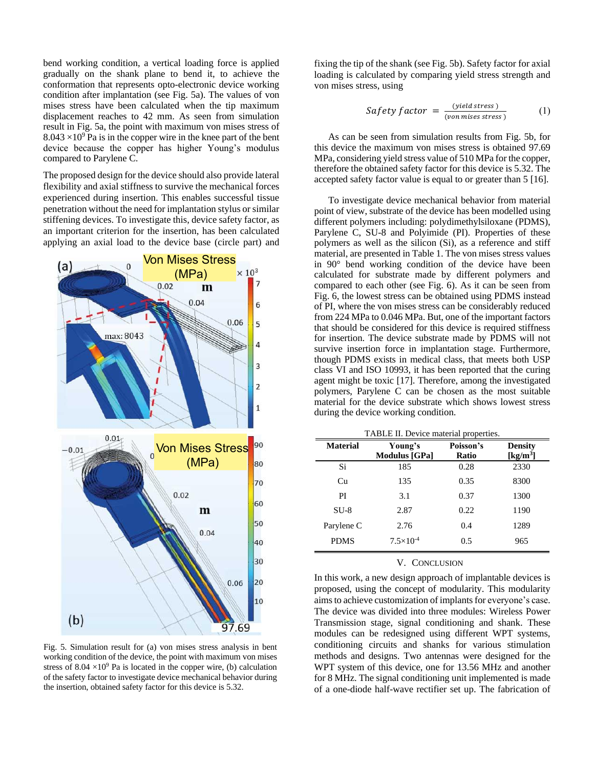bend working condition, a vertical loading force is applied gradually on the shank plane to bend it, to achieve the conformation that represents opto-electronic device working condition after implantation (see Fig. 5a). The values of von mises stress have been calculated when the tip maximum displacement reaches to 42 mm. As seen from simulation result in Fig. 5a, the point with maximum von mises stress of $8.043 \times 10^9$ Pa is in the copper wire in the knee part of the bent device because the copper has higher Young's modulus compared to Parylene C.

The proposed design for the device should also provide lateral flexibility and axial stiffness to survive the mechanical forces experienced during insertion. This enables successful tissue penetration without the need for implantation stylus or similar stiffening devices. To investigate this, device safety factor, as an important criterion for the insertion, has been calculated applying an axial load to the device base (circle part) and fixing the tip of the shank (see Fig. 5b). Safety factor for axial loading is calculated by comparing yield stress strength and von mises stress, using

$$Safety\ factor = \frac{(yield\ stress)}{(von\ mises\ stress)} \tag{1}$$

Fig. 5. Simulation result for (a) von mises stress analysis in bent working condition of the device, the point with maximum von mises stress of $8.04 \times 10^9$ Pa is located in the copper wire, (b) calculation of the safety factor to investigate device mechanical behavior during the insertion, obtained safety factor for this device is 5.32.

As can be seen from simulation results from Fig. 5b, for this device the maximum von mises stress is obtained 97.69 MPa, considering yield stress value of 510 MPa for the copper, therefore the obtained safety factor for this device is 5.32. The accepted safety factor value is equal to or greater than 5 [16].

To investigate device mechanical behavior from material point of view, substrate of the device has been modelled using different polymers including: polydimethylsiloxane (PDMS), Parylene C, SU-8 and Polyimide (PI). Properties of these polymers as well as the silicon (Si), as a reference and stiff material, are presented in Table 1. The von mises stress values in 90° bend working condition of the device have been calculated for substrate made by different polymers and compared to each other (see Fig. 6). As it can be seen from Fig. 6, the lowest stress can be obtained using PDMS instead of PI, where the von mises stress can be considerably reduced from 224 MPa to 0.046 MPa. But, one of the important factors that should be considered for this device is required stiffness for insertion. The device substrate made by PDMS will not survive insertion force in implantation stage. Furthermore, though PDMS exists in medical class, that meets both USP class VI and ISO 10993, it has been reported that the curing agent might be toxic [17]. Therefore, among the investigated polymers, Parylene C can be chosen as the most suitable material for the device substrate which shows lowest stress during the device working condition.

TABLE II. Device material properties.

| Material | Young's Modulus [GPa] | Poisson's Ratio | Density [kg/m³] |
|---|---|---|---|
| Si | 185 | 0.28 | 2330 |
| Cu | 135 | 0.35 | 8300 |
| PI | 3.1 | 0.37 | 1300 |
| SU-8 | 2.87 | 0.22 | 1190 |
| Parylene C | 2.76 | 0.4 | 1289 |
| PDMS | $7.5\times10^{-4}$ | 0.5 | 965 |

## V. Conclusion

In this work, a new design approach of implantable devices is proposed, using the concept of modularity. This modularity aims to achieve customization of implants for everyone's case. The device was divided into three modules: Wireless Power Transmission stage, signal conditioning and shank. These modules can be redesigned using different WPT systems, conditioning circuits and shanks for various stimulation methods and designs. Two antennas were designed for the WPT system of this device, one for 13.56 MHz and another for 8 MHz. The signal conditioning unit implemented is made of a one-diode half-wave rectifier set up. The fabrication of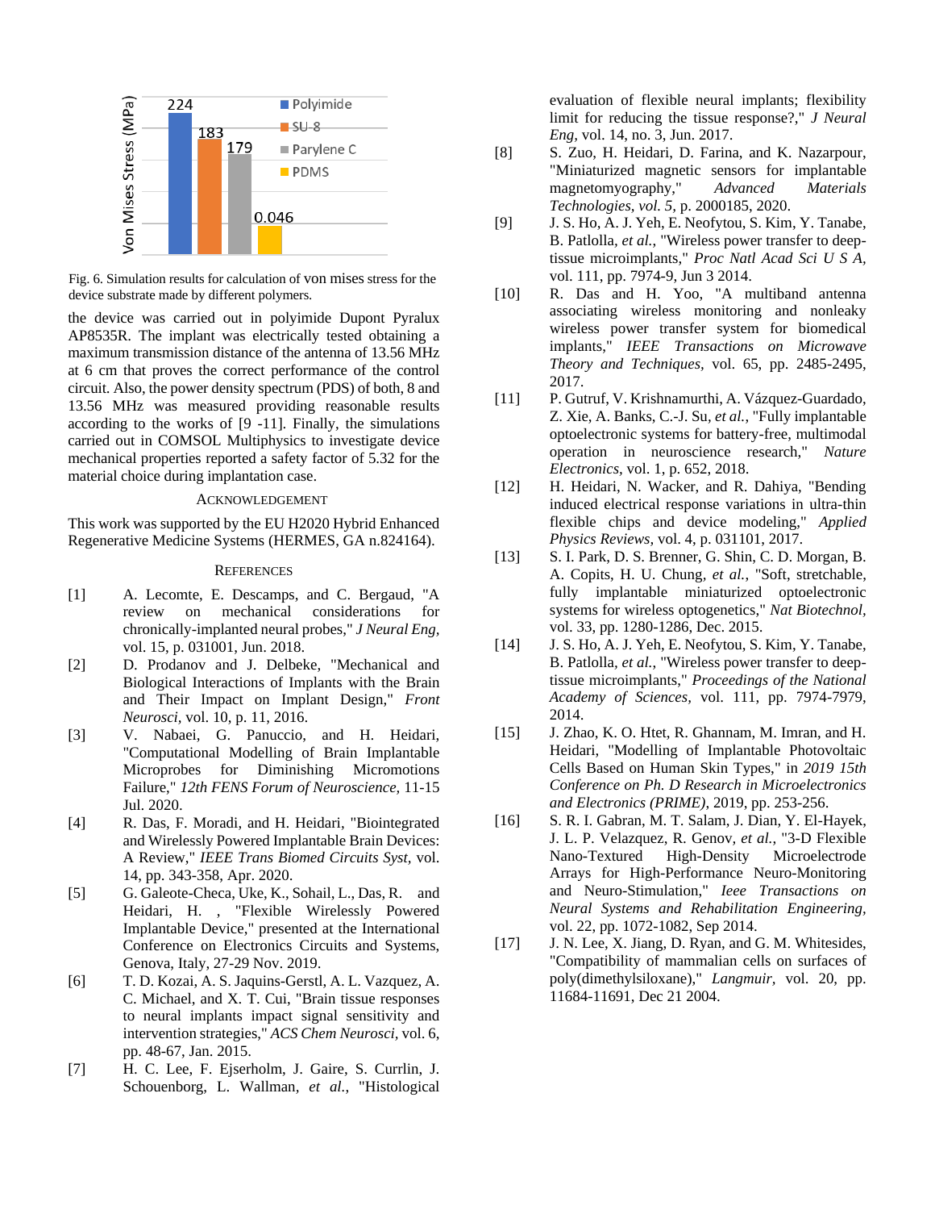Von Mises Stress (MPa)

224

183

179

0.046

Polyimide

SU-8

Parylene C

PDMS

Fig. 6. Simulation results for calculation of von mises stress for the device substrate made by different polymers.

the device was carried out in polyimide Dupont Pyralux AP8535R. The implant was electrically tested obtaining a maximum transmission distance of the antenna of 13.56 MHz at 6 cm that proves the correct performance of the control circuit. Also, the power density spectrum (PDS) of both, 8 and 13.56 MHz was measured providing reasonable results according to the works of [9 -11]. Finally, the simulations carried out in COMSOL Multiphysics to investigate device mechanical properties reported a safety factor of 5.32 for the material choice during implantation case.

## Acknowledgement

This work was supported by the EU H2020 Hybrid Enhanced Regenerative Medicine Systems (HERMES, GA n.824164).

## References

[1] A. Lecomte, E. Descamps, and C. Bergaud, "A review on mechanical considerations for chronically-implanted neural probes," *J Neural Eng*, vol. 15, p. 031001, Jun. 2018.

[2] D. Prodanov and J. Delbeke, "Mechanical and Biological Interactions of Implants with the Brain and Their Impact on Implant Design," *Front Neurosci*, vol. 10, p. 11, 2016.

[3] V. Nabaei, G. Panuccio, and H. Heidari, "Computational Modelling of Brain Implantable Microprobes for Diminishing Micromotions Failure," *12th FENS Forum of Neuroscience,* 11-15 Jul. 2020.

[4] R. Das, F. Moradi, and H. Heidari, "Biointegrated and Wirelessly Powered Implantable Brain Devices: A Review," *IEEE Trans Biomed Circuits Syst*, vol. 14, pp. 343-358, Apr. 2020.

[5] G. Galeote-Checa, Uke, K., Sohail, L., Das, R. and Heidari, H. , "Flexible Wirelessly Powered Implantable Device," presented at the International Conference on Electronics Circuits and Systems, Genova, Italy, 27-29 Nov. 2019.

[6] T. D. Kozai, A. S. Jaquins-Gerstl, A. L. Vazquez, A. C. Michael, and X. T. Cui, "Brain tissue responses to neural implants impact signal sensitivity and intervention strategies," *ACS Chem Neurosci*, vol. 6, pp. 48-67, Jan. 2015.

[7] H. C. Lee, F. Ejserholm, J. Gaire, S. Currlin, J. Schouenborg, L. Wallman, *et al.*, "Histological evaluation of flexible neural implants; flexibility limit for reducing the tissue response?," *J Neural Eng*, vol. 14, no. 3, Jun. 2017.

[8] S. Zuo, H. Heidari, D. Farina, and K. Nazarpour, "Miniaturized magnetic sensors for implantable magnetomyography," *Advanced Materials Technologies, vol. 5*, p. 2000185, 2020.

[9] J. S. Ho, A. J. Yeh, E. Neofytou, S. Kim, Y. Tanabe, B. Patlolla, *et al.*, "Wireless power transfer to deep-tissue microimplants," *Proc Natl Acad Sci U S A*, vol. 111, pp. 7974-9, Jun 3 2014.

[10] R. Das and H. Yoo, "A multiband antenna associating wireless monitoring and nonleaky wireless power transfer system for biomedical implants," *IEEE Transactions on Microwave Theory and Techniques*, vol. 65, pp. 2485-2495, 2017.

[11] P. Gutruf, V. Krishnamurthi, A. Vázquez-Guardado, Z. Xie, A. Banks, C.-J. Su, *et al.*, "Fully implantable optoelectronic systems for battery-free, multimodal operation in neuroscience research," *Nature Electronics*, vol. 1, p. 652, 2018.

[12] H. Heidari, N. Wacker, and R. Dahiya, "Bending induced electrical response variations in ultra-thin flexible chips and device modeling," *Applied Physics Reviews*, vol. 4, p. 031101, 2017.

[13] S. I. Park, D. S. Brenner, G. Shin, C. D. Morgan, B. A. Copits, H. U. Chung, *et al.*, "Soft, stretchable, fully implantable miniaturized optoelectronic systems for wireless optogenetics," *Nat Biotechnol*, vol. 33, pp. 1280-1286, Dec. 2015.

[14] J. S. Ho, A. J. Yeh, E. Neofytou, S. Kim, Y. Tanabe, B. Patlolla, *et al.*, "Wireless power transfer to deep-tissue microimplants," *Proceedings of the National Academy of Sciences*, vol. 111, pp. 7974-7979, 2014.

[15] J. Zhao, K. O. Htet, R. Ghannam, M. Imran, and H. Heidari, "Modelling of Implantable Photovoltaic Cells Based on Human Skin Types," in *2019 15th Conference on Ph. D Research in Microelectronics and Electronics (PRIME)*, 2019, pp. 253-256.

[16] S. R. I. Gabran, M. T. Salam, J. Dian, Y. El-Hayek, J. L. P. Velazquez, R. Genov, *et al.*, "3-D Flexible Nano-Textured High-Density Microelectrode Arrays for High-Performance Neuro-Monitoring and Neuro-Stimulation," *Ieee Transactions on Neural Systems and Rehabilitation Engineering*, vol. 22, pp. 1072-1082, Sep 2014.

[17] J. N. Lee, X. Jiang, D. Ryan, and G. M. Whitesides, "Compatibility of mammalian cells on surfaces of poly(dimethylsiloxane)," *Langmuir*, vol. 20, pp. 11684-11691, Dec 21 2004.